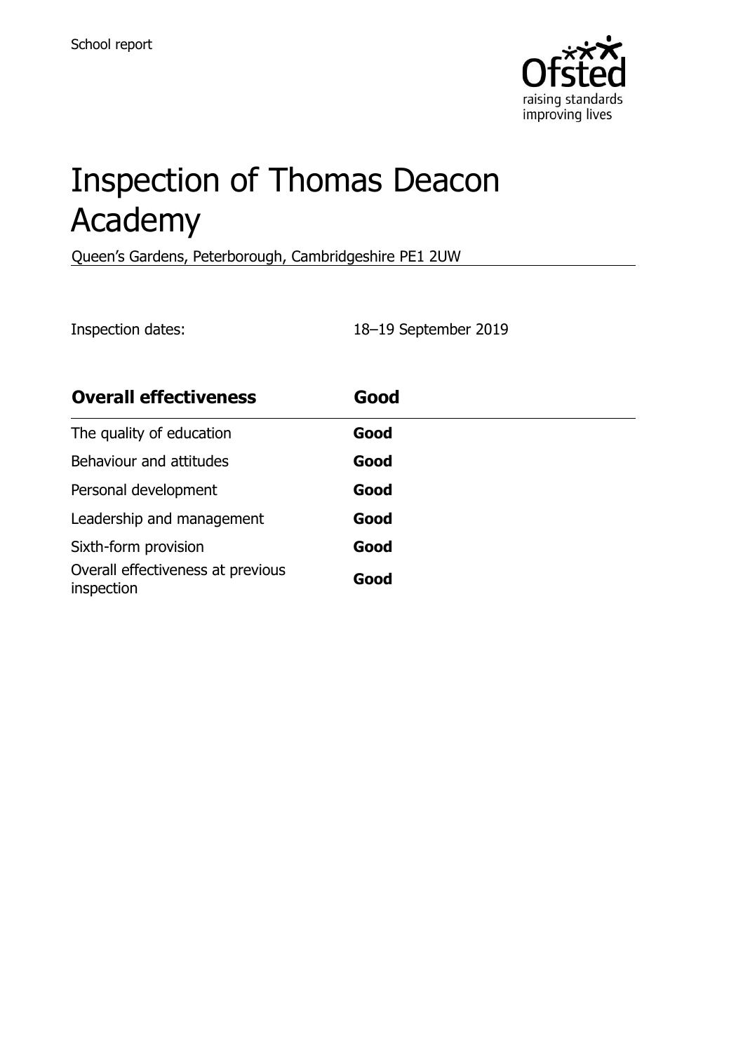School report

# Inspection of Thomas Deacon Academy

Queen's Gardens, Peterborough, Cambridgeshire PE1 2UW

Inspection dates: 18–19 September 2019

| **Overall effectiveness** | **Good** |
| --- | --- |
| The quality of education | **Good** |
| Behaviour and attitudes | **Good** |
| Personal development | **Good** |
| Leadership and management | **Good** |
| Sixth-form provision | **Good** |
| Overall effectiveness at previous inspection | **Good** |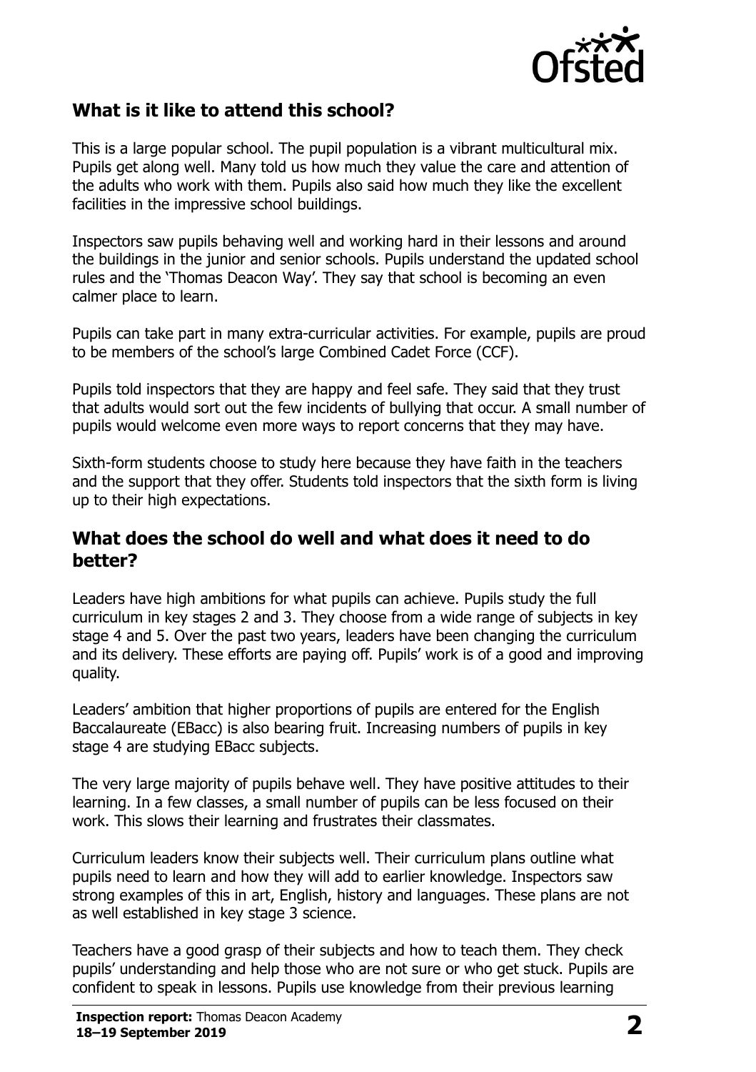## What is it like to attend this school?

This is a large popular school. The pupil population is a vibrant multicultural mix. Pupils get along well. Many told us how much they value the care and attention of the adults who work with them. Pupils also said how much they like the excellent facilities in the impressive school buildings.

Inspectors saw pupils behaving well and working hard in their lessons and around the buildings in the junior and senior schools. Pupils understand the updated school rules and the 'Thomas Deacon Way'. They say that school is becoming an even calmer place to learn.

Pupils can take part in many extra-curricular activities. For example, pupils are proud to be members of the school's large Combined Cadet Force (CCF).

Pupils told inspectors that they are happy and feel safe. They said that they trust that adults would sort out the few incidents of bullying that occur. A small number of pupils would welcome even more ways to report concerns that they may have.

Sixth-form students choose to study here because they have faith in the teachers and the support that they offer. Students told inspectors that the sixth form is living up to their high expectations.

## What does the school do well and what does it need to do better?

Leaders have high ambitions for what pupils can achieve. Pupils study the full curriculum in key stages 2 and 3. They choose from a wide range of subjects in key stage 4 and 5. Over the past two years, leaders have been changing the curriculum and its delivery. These efforts are paying off. Pupils' work is of a good and improving quality.

Leaders' ambition that higher proportions of pupils are entered for the English Baccalaureate (EBacc) is also bearing fruit. Increasing numbers of pupils in key stage 4 are studying EBacc subjects.

The very large majority of pupils behave well. They have positive attitudes to their learning. In a few classes, a small number of pupils can be less focused on their work. This slows their learning and frustrates their classmates.

Curriculum leaders know their subjects well. Their curriculum plans outline what pupils need to learn and how they will add to earlier knowledge. Inspectors saw strong examples of this in art, English, history and languages. These plans are not as well established in key stage 3 science.

Teachers have a good grasp of their subjects and how to teach them. They check pupils' understanding and help those who are not sure or who get stuck. Pupils are confident to speak in lessons. Pupils use knowledge from their previous learning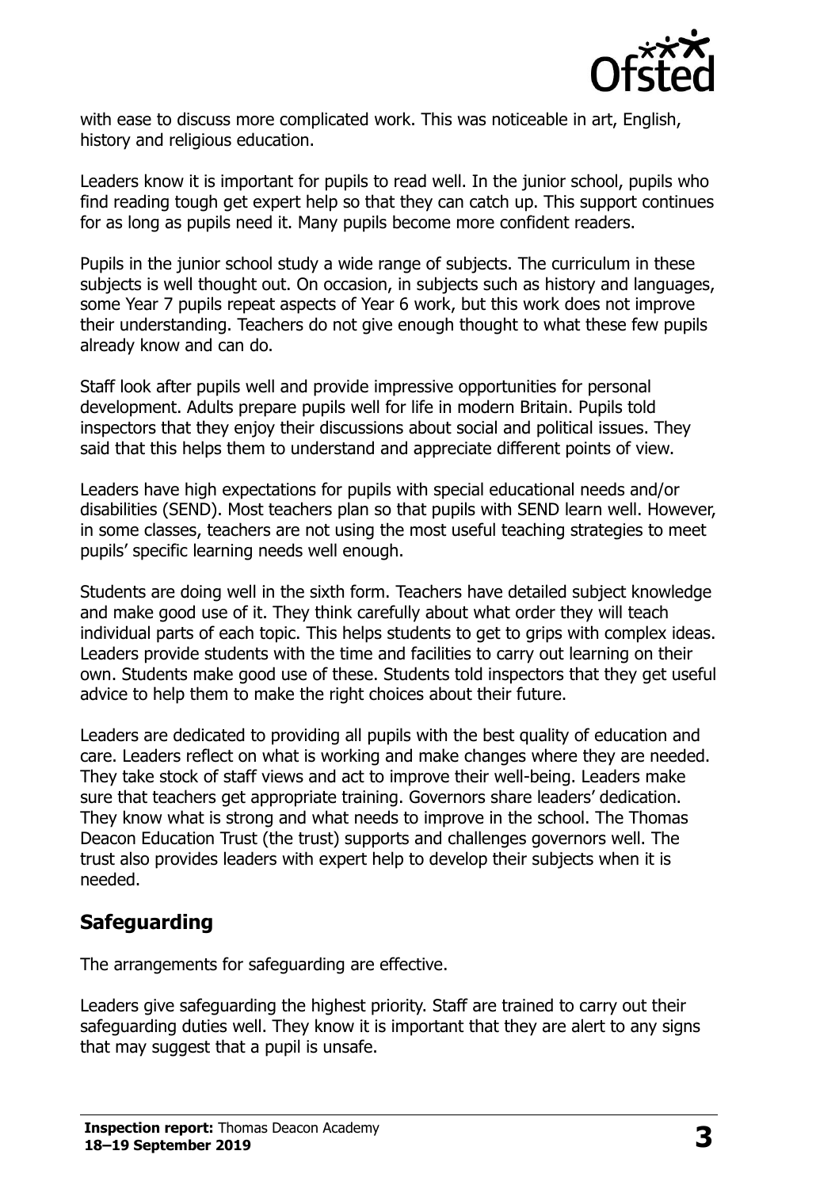with ease to discuss more complicated work. This was noticeable in art, English, history and religious education.

Leaders know it is important for pupils to read well. In the junior school, pupils who find reading tough get expert help so that they can catch up. This support continues for as long as pupils need it. Many pupils become more confident readers.

Pupils in the junior school study a wide range of subjects. The curriculum in these subjects is well thought out. On occasion, in subjects such as history and languages, some Year 7 pupils repeat aspects of Year 6 work, but this work does not improve their understanding. Teachers do not give enough thought to what these few pupils already know and can do.

Staff look after pupils well and provide impressive opportunities for personal development. Adults prepare pupils well for life in modern Britain. Pupils told inspectors that they enjoy their discussions about social and political issues. They said that this helps them to understand and appreciate different points of view.

Leaders have high expectations for pupils with special educational needs and/or disabilities (SEND). Most teachers plan so that pupils with SEND learn well. However, in some classes, teachers are not using the most useful teaching strategies to meet pupils' specific learning needs well enough.

Students are doing well in the sixth form. Teachers have detailed subject knowledge and make good use of it. They think carefully about what order they will teach individual parts of each topic. This helps students to get to grips with complex ideas. Leaders provide students with the time and facilities to carry out learning on their own. Students make good use of these. Students told inspectors that they get useful advice to help them to make the right choices about their future.

Leaders are dedicated to providing all pupils with the best quality of education and care. Leaders reflect on what is working and make changes where they are needed. They take stock of staff views and act to improve their well-being. Leaders make sure that teachers get appropriate training. Governors share leaders' dedication. They know what is strong and what needs to improve in the school. The Thomas Deacon Education Trust (the trust) supports and challenges governors well. The trust also provides leaders with expert help to develop their subjects when it is needed.

## Safeguarding

The arrangements for safeguarding are effective.

Leaders give safeguarding the highest priority. Staff are trained to carry out their safeguarding duties well. They know it is important that they are alert to any signs that may suggest that a pupil is unsafe.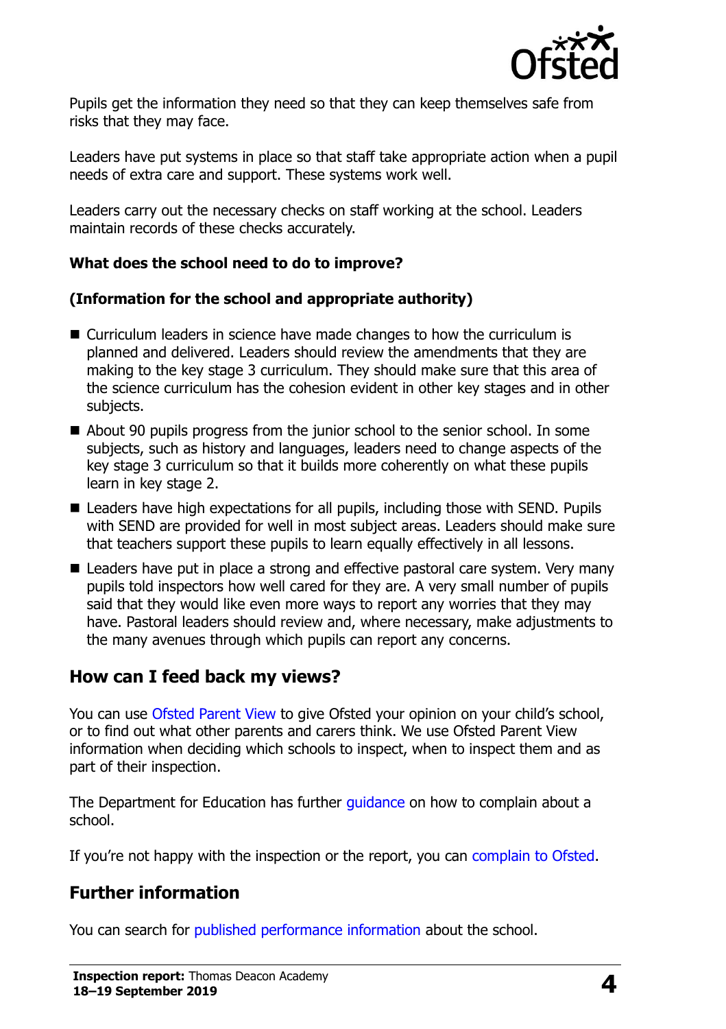Pupils get the information they need so that they can keep themselves safe from risks that they may face.

Leaders have put systems in place so that staff take appropriate action when a pupil needs of extra care and support. These systems work well.

Leaders carry out the necessary checks on staff working at the school. Leaders maintain records of these checks accurately.

**What does the school need to do to improve?**

**(Information for the school and appropriate authority)**

- Curriculum leaders in science have made changes to how the curriculum is planned and delivered. Leaders should review the amendments that they are making to the key stage 3 curriculum. They should make sure that this area of the science curriculum has the cohesion evident in other key stages and in other subjects.
- About 90 pupils progress from the junior school to the senior school. In some subjects, such as history and languages, leaders need to change aspects of the key stage 3 curriculum so that it builds more coherently on what these pupils learn in key stage 2.
- Leaders have high expectations for all pupils, including those with SEND. Pupils with SEND are provided for well in most subject areas. Leaders should make sure that teachers support these pupils to learn equally effectively in all lessons.
- Leaders have put in place a strong and effective pastoral care system. Very many pupils told inspectors how well cared for they are. A very small number of pupils said that they would like even more ways to report any worries that they may have. Pastoral leaders should review and, where necessary, make adjustments to the many avenues through which pupils can report any concerns.

## How can I feed back my views?

You can use Ofsted Parent View to give Ofsted your opinion on your child's school, or to find out what other parents and carers think. We use Ofsted Parent View information when deciding which schools to inspect, when to inspect them and as part of their inspection.

The Department for Education has further guidance on how to complain about a school.

If you're not happy with the inspection or the report, you can complain to Ofsted.

## Further information

You can search for published performance information about the school.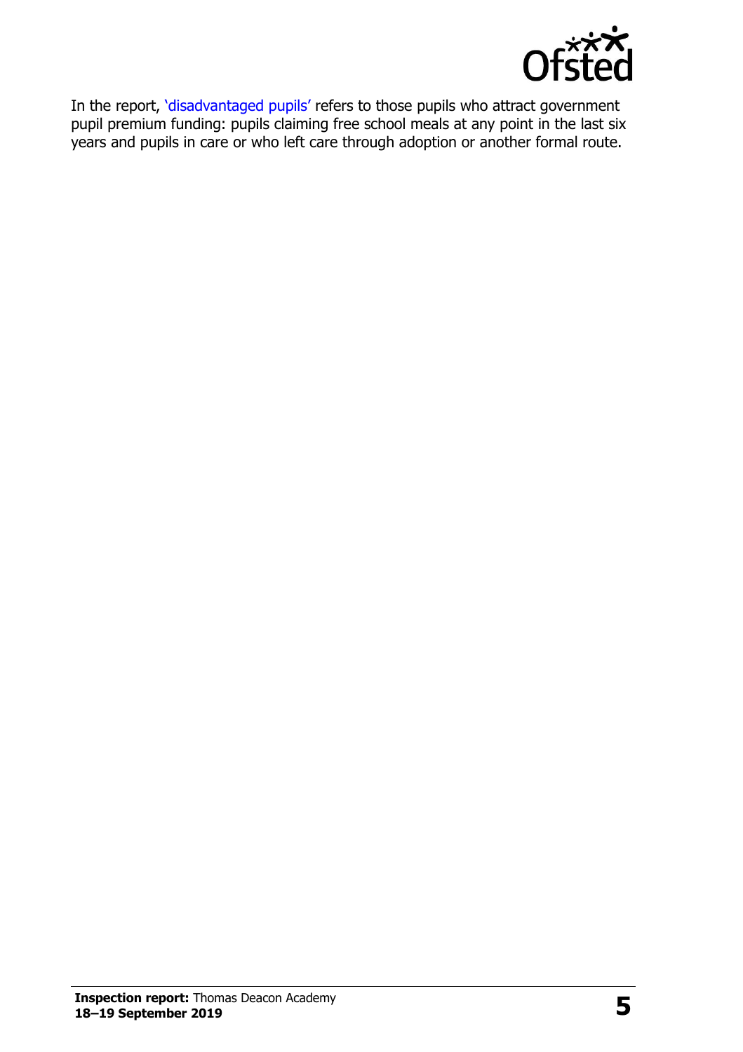In the report, 'disadvantaged pupils' refers to those pupils who attract government pupil premium funding: pupils claiming free school meals at any point in the last six years and pupils in care or who left care through adoption or another formal route.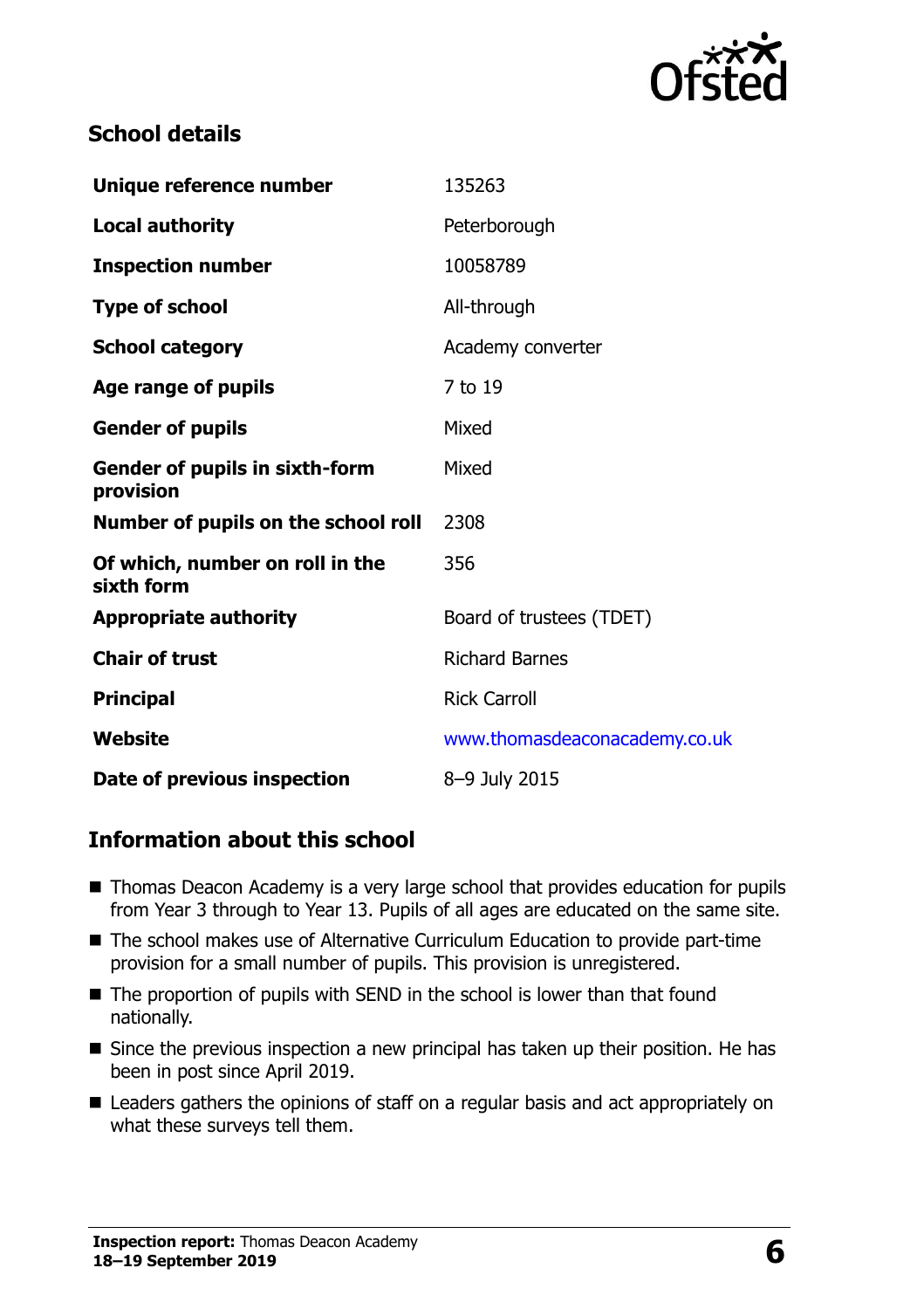## School details

| Unique reference number | 135263 |
| --- | --- |
| Local authority | Peterborough |
| Inspection number | 10058789 |
| Type of school | All-through |
| School category | Academy converter |
| Age range of pupils | 7 to 19 |
| Gender of pupils | Mixed |
| Gender of pupils in sixth-form provision | Mixed |
| Number of pupils on the school roll | 2308 |
| Of which, number on roll in the sixth form | 356 |
| Appropriate authority | Board of trustees (TDET) |
| Chair of trust | Richard Barnes |
| Principal | Rick Carroll |
| Website | www.thomasdeaconacademy.co.uk |
| Date of previous inspection | 8–9 July 2015 |

## Information about this school

- Thomas Deacon Academy is a very large school that provides education for pupils from Year 3 through to Year 13. Pupils of all ages are educated on the same site.
- The school makes use of Alternative Curriculum Education to provide part-time provision for a small number of pupils. This provision is unregistered.
- The proportion of pupils with SEND in the school is lower than that found nationally.
- Since the previous inspection a new principal has taken up their position. He has been in post since April 2019.
- Leaders gathers the opinions of staff on a regular basis and act appropriately on what these surveys tell them.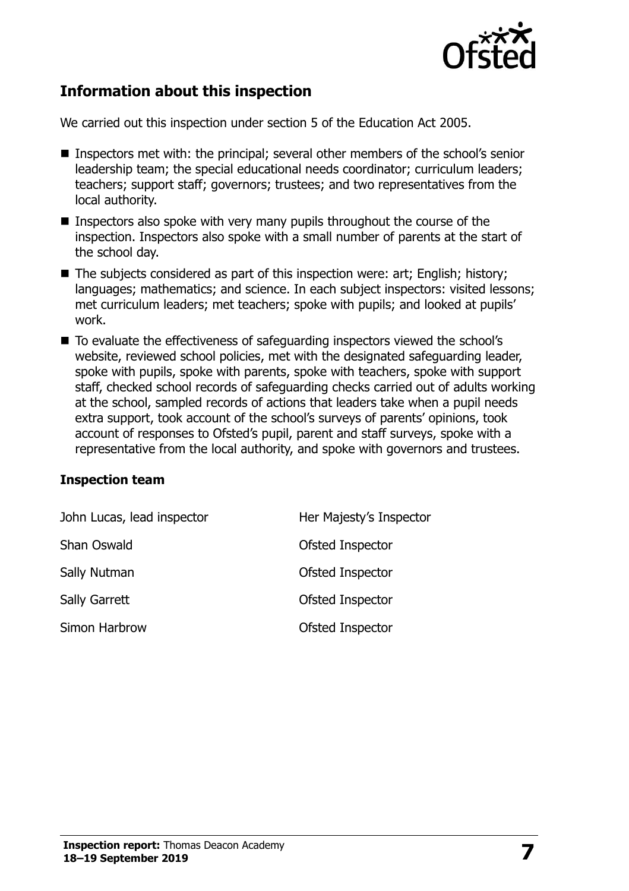## Information about this inspection

We carried out this inspection under section 5 of the Education Act 2005.

- Inspectors met with: the principal; several other members of the school's senior leadership team; the special educational needs coordinator; curriculum leaders; teachers; support staff; governors; trustees; and two representatives from the local authority.
- Inspectors also spoke with very many pupils throughout the course of the inspection. Inspectors also spoke with a small number of parents at the start of the school day.
- The subjects considered as part of this inspection were: art; English; history; languages; mathematics; and science. In each subject inspectors: visited lessons; met curriculum leaders; met teachers; spoke with pupils; and looked at pupils' work.
- To evaluate the effectiveness of safeguarding inspectors viewed the school's website, reviewed school policies, met with the designated safeguarding leader, spoke with pupils, spoke with parents, spoke with teachers, spoke with support staff, checked school records of safeguarding checks carried out of adults working at the school, sampled records of actions that leaders take when a pupil needs extra support, took account of the school's surveys of parents' opinions, took account of responses to Ofsted's pupil, parent and staff surveys, spoke with a representative from the local authority, and spoke with governors and trustees.

### Inspection team

| | |
|---|---|
| John Lucas, lead inspector | Her Majesty's Inspector |
| Shan Oswald | Ofsted Inspector |
| Sally Nutman | Ofsted Inspector |
| Sally Garrett | Ofsted Inspector |
| Simon Harbrow | Ofsted Inspector |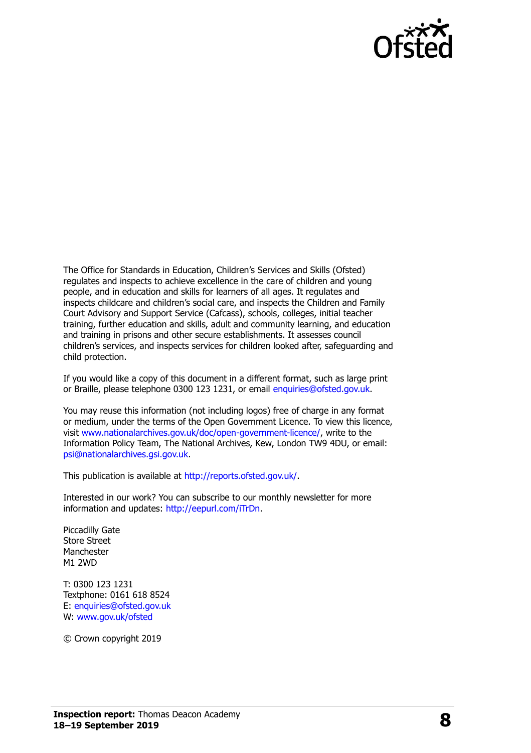The Office for Standards in Education, Children's Services and Skills (Ofsted) regulates and inspects to achieve excellence in the care of children and young people, and in education and skills for learners of all ages. It regulates and inspects childcare and children's social care, and inspects the Children and Family Court Advisory and Support Service (Cafcass), schools, colleges, initial teacher training, further education and skills, adult and community learning, and education and training in prisons and other secure establishments. It assesses council children's services, and inspects services for children looked after, safeguarding and child protection.

If you would like a copy of this document in a different format, such as large print or Braille, please telephone 0300 123 1231, or email enquiries@ofsted.gov.uk.

You may reuse this information (not including logos) free of charge in any format or medium, under the terms of the Open Government Licence. To view this licence, visit www.nationalarchives.gov.uk/doc/open-government-licence/, write to the Information Policy Team, The National Archives, Kew, London TW9 4DU, or email: psi@nationalarchives.gsi.gov.uk.

This publication is available at http://reports.ofsted.gov.uk/.

Interested in our work? You can subscribe to our monthly newsletter for more information and updates: http://eepurl.com/iTrDn.

Piccadilly Gate
Store Street
Manchester
M1 2WD

T: 0300 123 1231
Textphone: 0161 618 8524
E: enquiries@ofsted.gov.uk
W: www.gov.uk/ofsted

© Crown copyright 2019